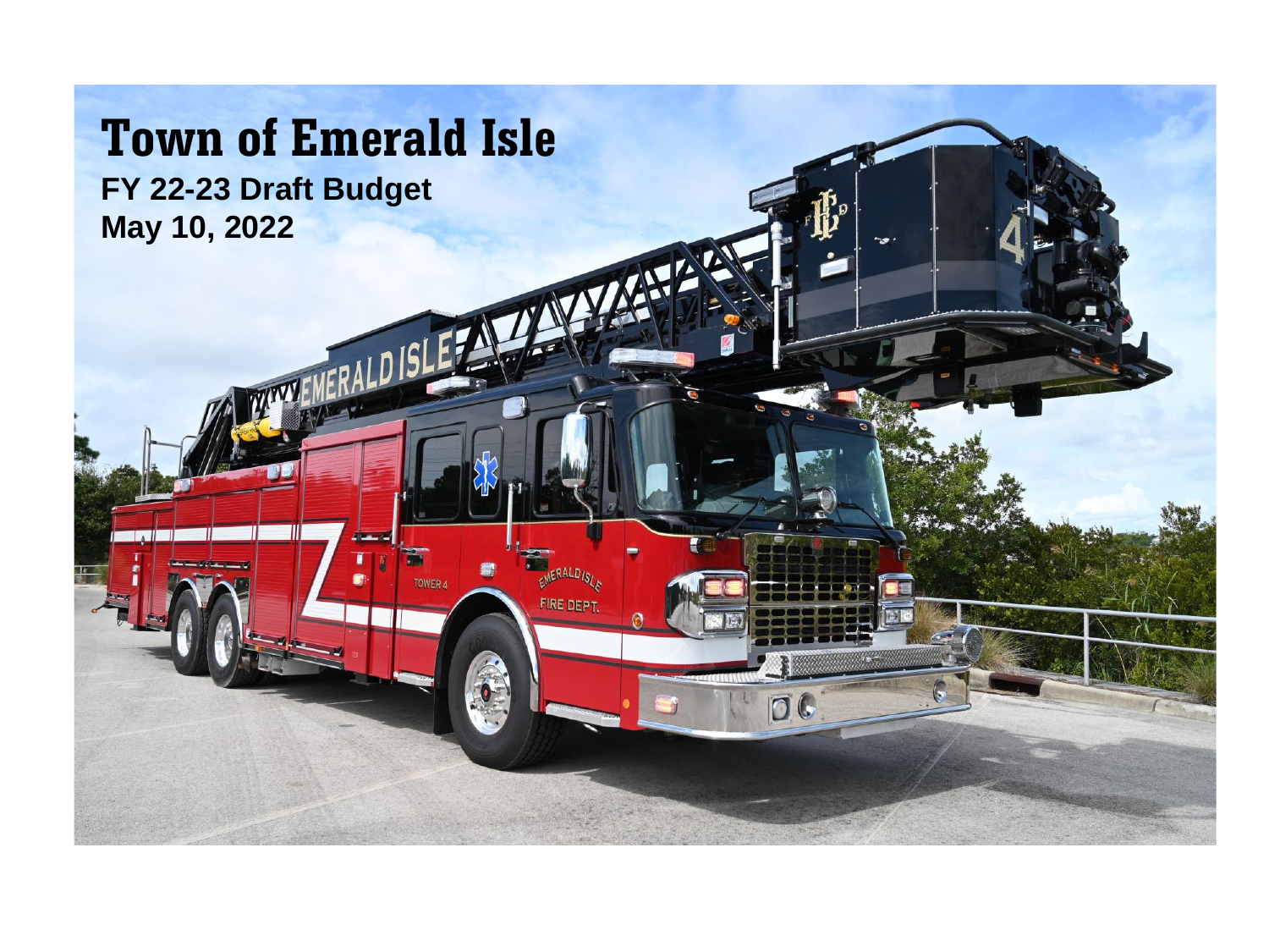# Town of Emerald Isle

**FY 22-23 Draft Budget**
**May 10, 2022**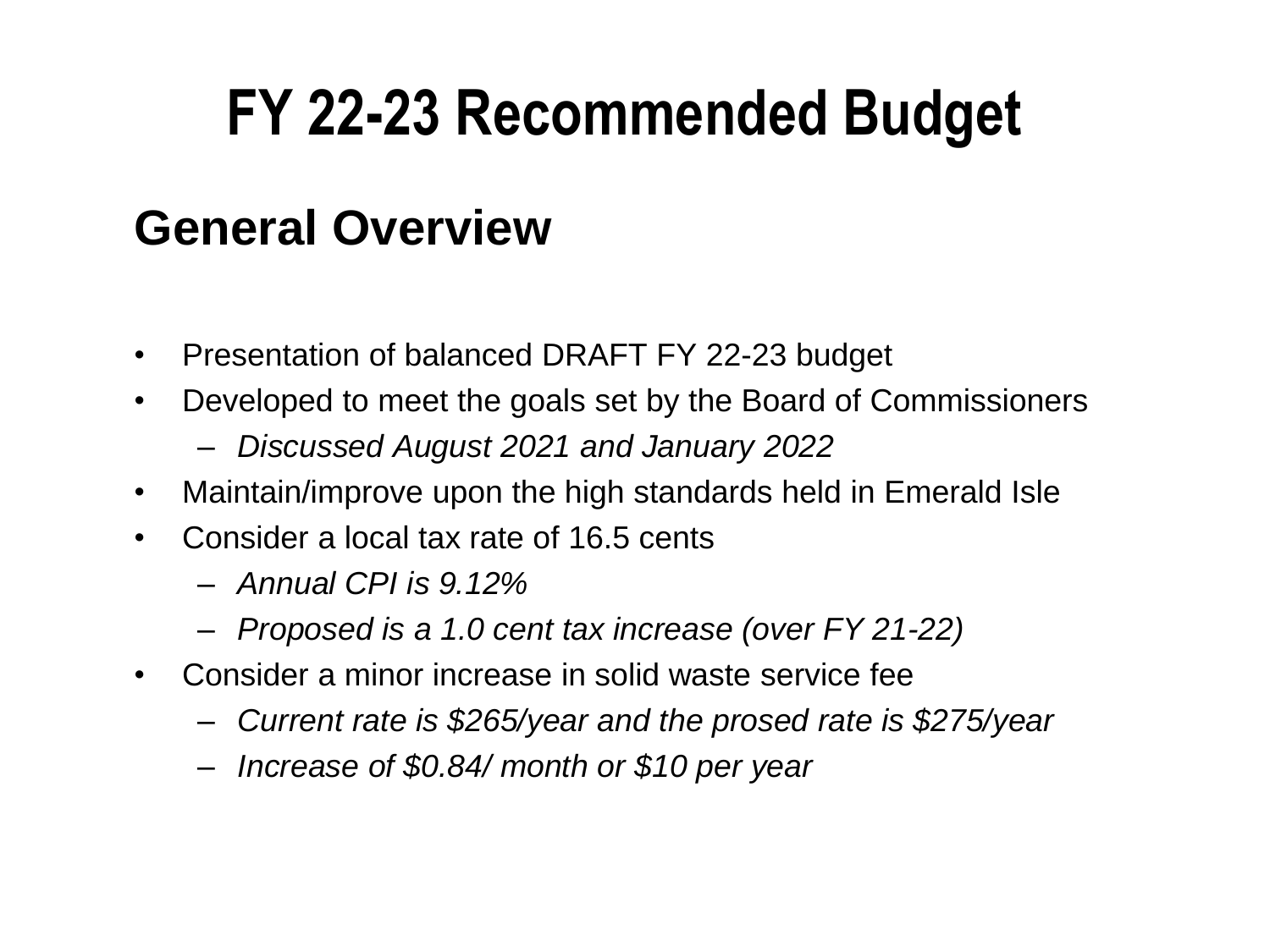# FY 22-23 Recommended Budget

## General Overview

- Presentation of balanced DRAFT FY 22-23 budget
- Developed to meet the goals set by the Board of Commissioners
  - *Discussed August 2021 and January 2022*
- Maintain/improve upon the high standards held in Emerald Isle
- Consider a local tax rate of 16.5 cents
  - *Annual CPI is 9.12%*
  - *Proposed is a 1.0 cent tax increase (over FY 21-22)*
- Consider a minor increase in solid waste service fee
  - *Current rate is $265/year and the prosed rate is $275/year*
  - *Increase of $0.84/ month or $10 per year*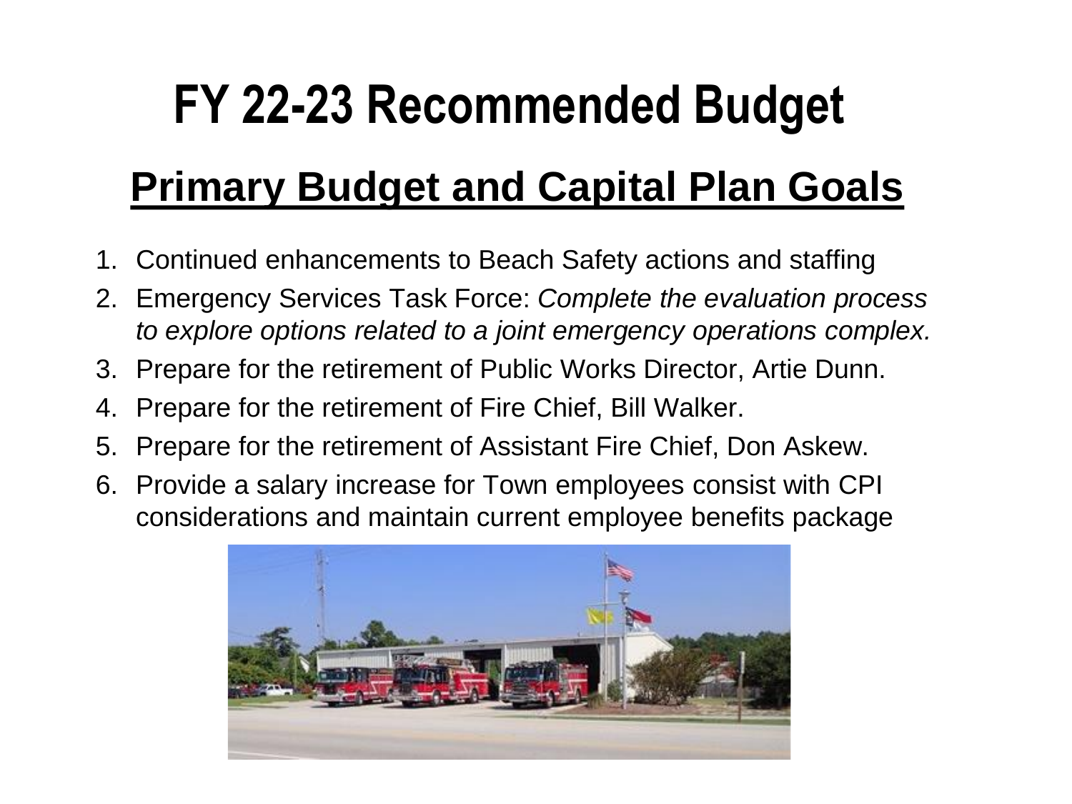# FY 22-23 Recommended Budget

## Primary Budget and Capital Plan Goals

1. Continued enhancements to Beach Safety actions and staffing
2. Emergency Services Task Force: *Complete the evaluation process to explore options related to a joint emergency operations complex.*
3. Prepare for the retirement of Public Works Director, Artie Dunn.
4. Prepare for the retirement of Fire Chief, Bill Walker.
5. Prepare for the retirement of Assistant Fire Chief, Don Askew.
6. Provide a salary increase for Town employees consist with CPI considerations and maintain current employee benefits package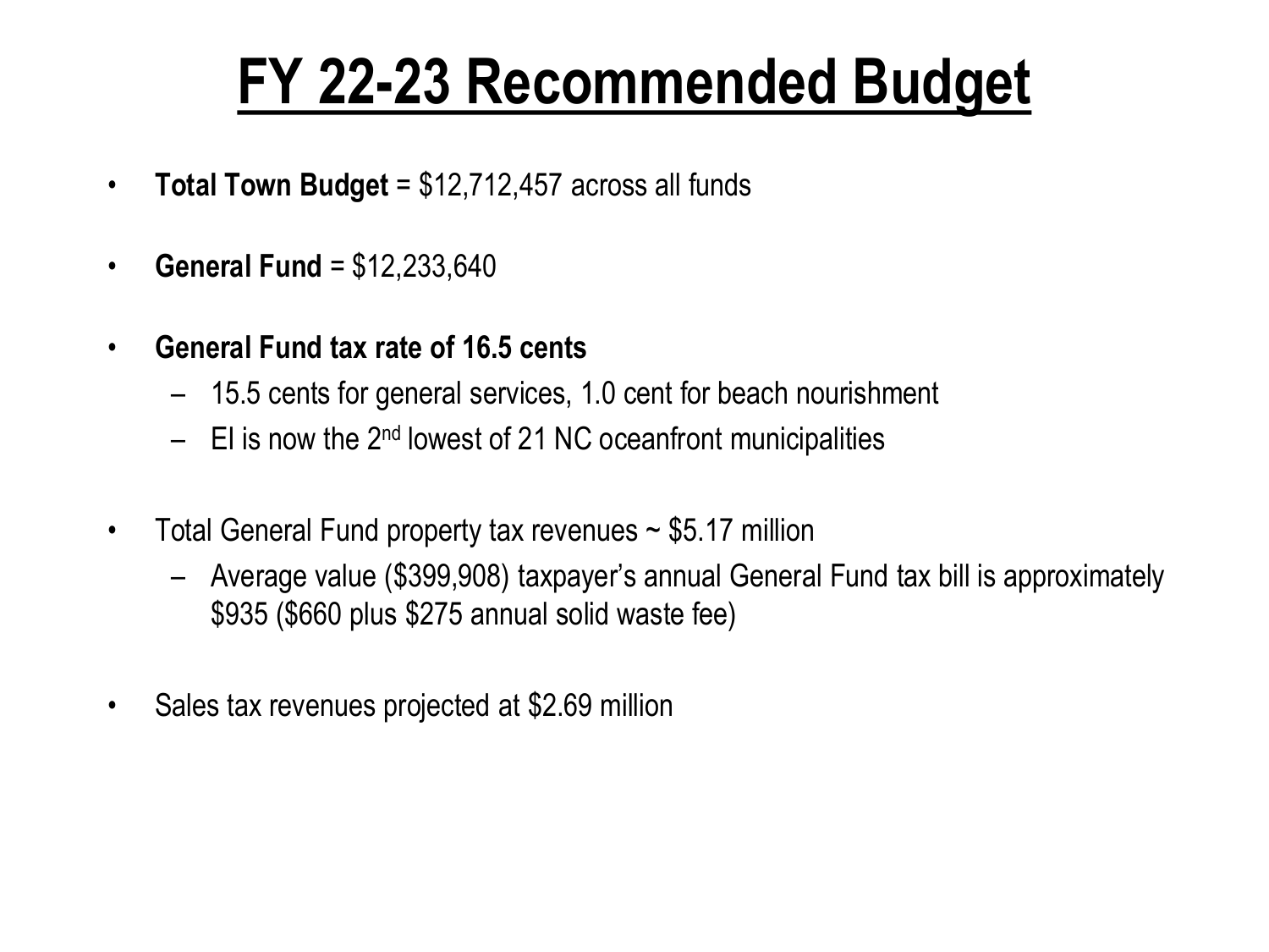# FY 22-23 Recommended Budget

- **Total Town Budget** = $12,712,457 across all funds
- **General Fund** = $12,233,640
- **General Fund tax rate of 16.5 cents**
  - 15.5 cents for general services, 1.0 cent for beach nourishment
  - EI is now the 2nd lowest of 21 NC oceanfront municipalities
- Total General Fund property tax revenues ~ $5.17 million
  - Average value ($399,908) taxpayer's annual General Fund tax bill is approximately $935 ($660 plus $275 annual solid waste fee)
- Sales tax revenues projected at $2.69 million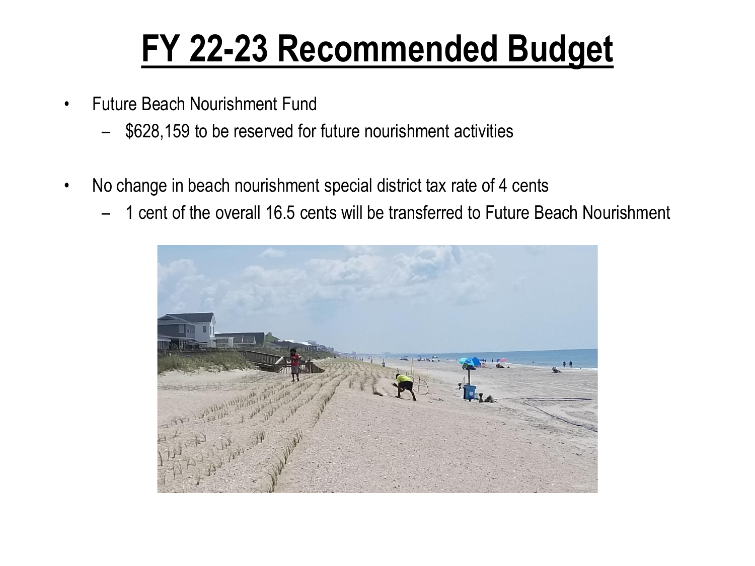# FY 22-23 Recommended Budget

- Future Beach Nourishment Fund
  - $628,159 to be reserved for future nourishment activities

- No change in beach nourishment special district tax rate of 4 cents
  - 1 cent of the overall 16.5 cents will be transferred to Future Beach Nourishment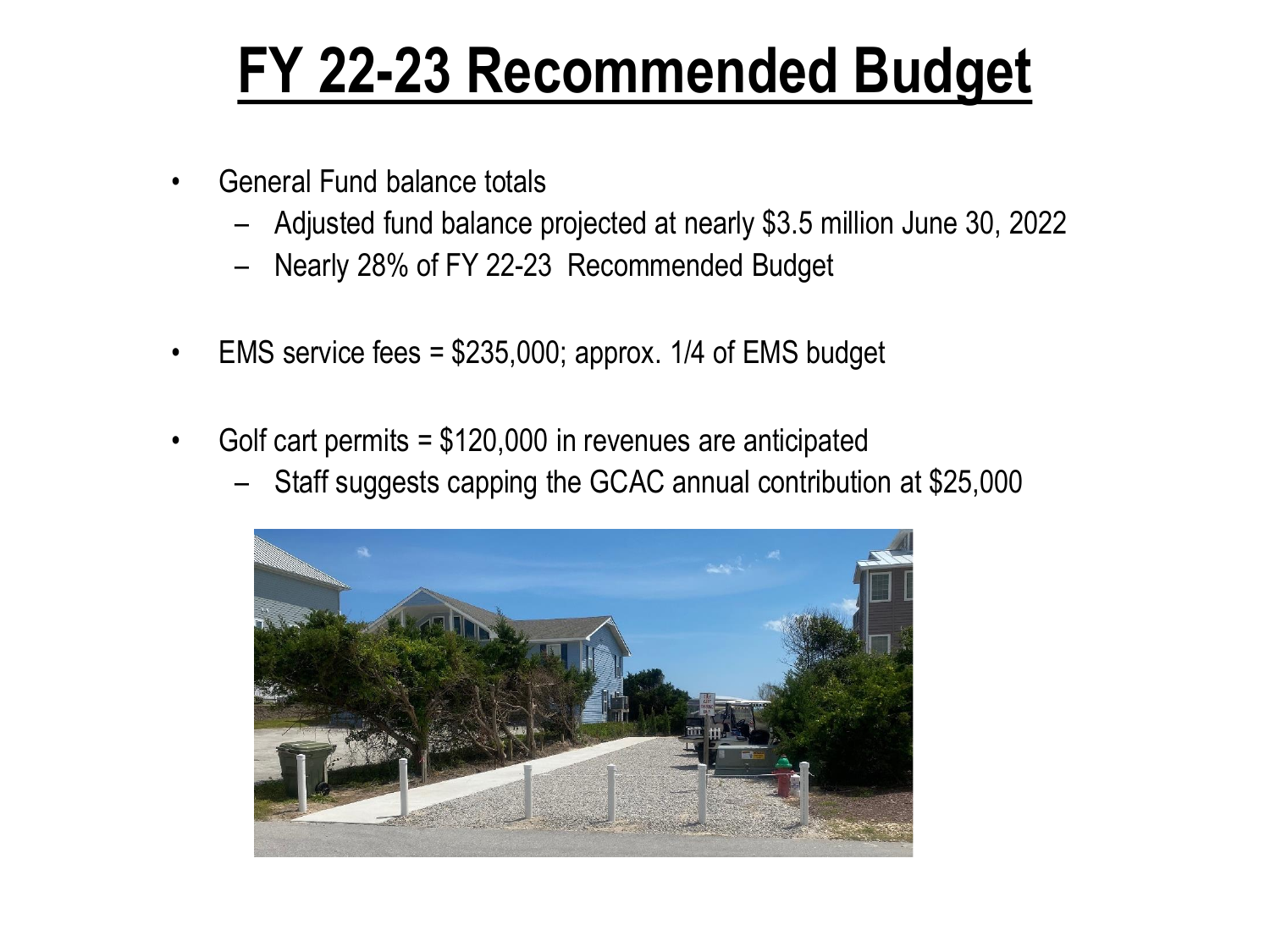# FY 22-23 Recommended Budget

- General Fund balance totals
  - Adjusted fund balance projected at nearly $3.5 million June 30, 2022
  - Nearly 28% of FY 22-23 Recommended Budget

- EMS service fees = $235,000; approx. 1/4 of EMS budget

- Golf cart permits = $120,000 in revenues are anticipated
  - Staff suggests capping the GCAC annual contribution at $25,000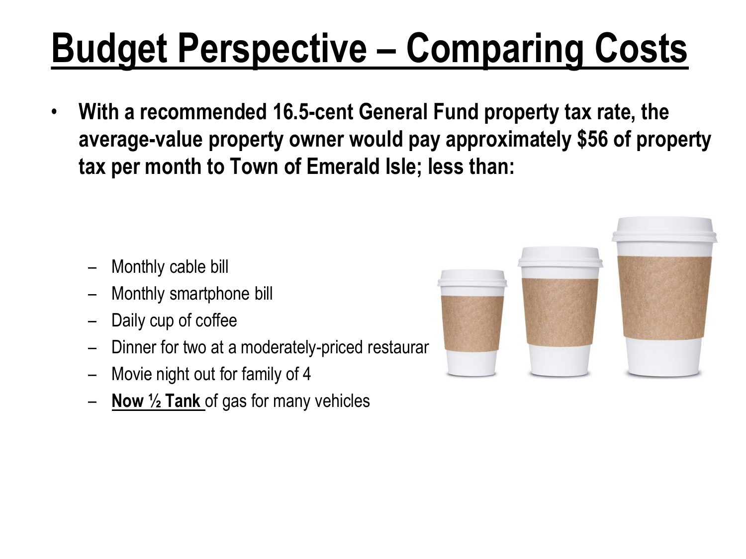# Budget Perspective – Comparing Costs

- **With a recommended 16.5-cent General Fund property tax rate, the average-value property owner would pay approximately $56 of property tax per month to Town of Emerald Isle; less than:**
  - Monthly cable bill
  - Monthly smartphone bill
  - Daily cup of coffee
  - Dinner for two at a moderately-priced restaurar
  - Movie night out for family of 4
  - **Now ½ Tank** of gas for many vehicles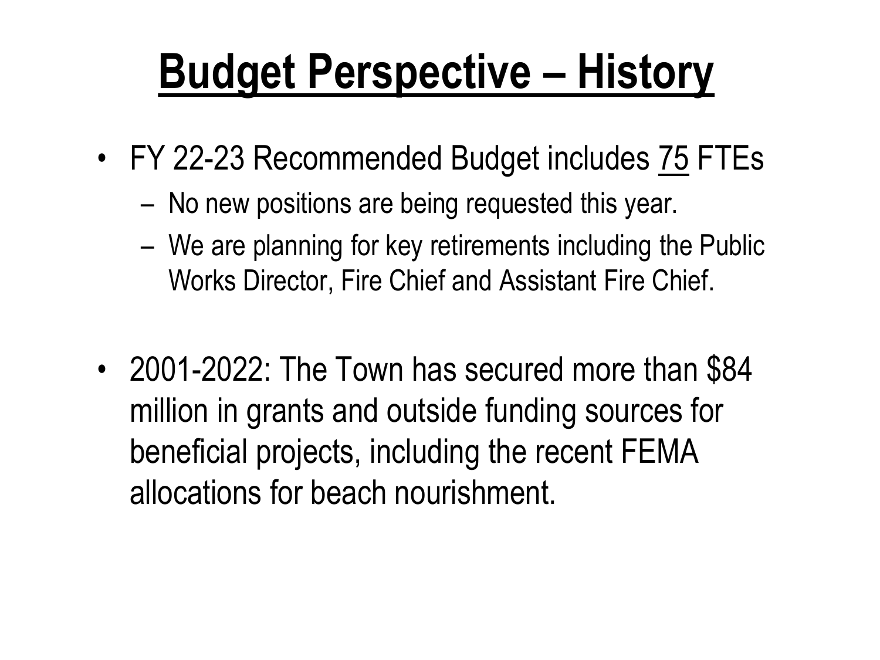# Budget Perspective – History

- FY 22-23 Recommended Budget includes <u>75</u> FTEs
  - No new positions are being requested this year.
  - We are planning for key retirements including the Public Works Director, Fire Chief and Assistant Fire Chief.

- 2001-2022: The Town has secured more than $84 million in grants and outside funding sources for beneficial projects, including the recent FEMA allocations for beach nourishment.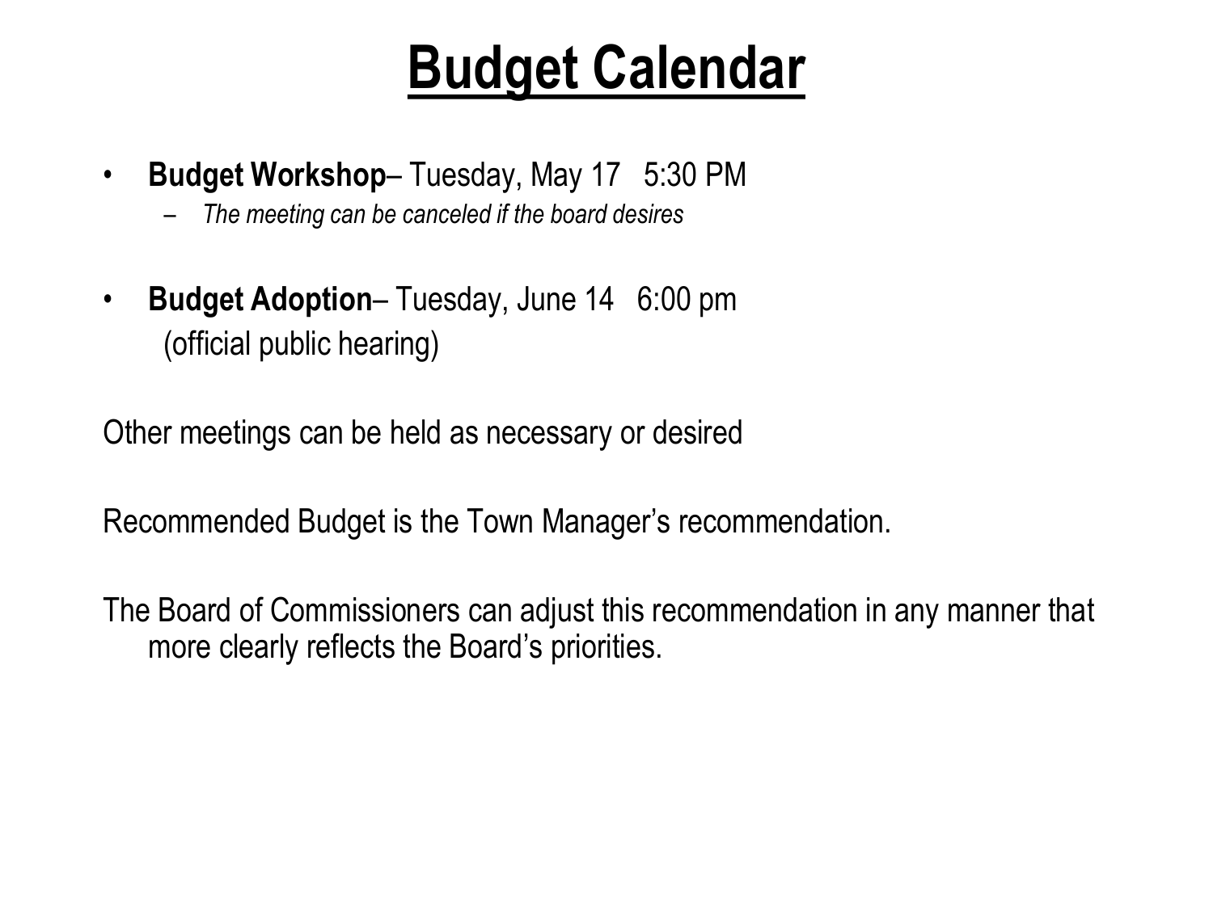# Budget Calendar

- **Budget Workshop**– Tuesday, May 17 5:30 PM
  - *The meeting can be canceled if the board desires*

- **Budget Adoption**– Tuesday, June 14 6:00 pm
  (official public hearing)

Other meetings can be held as necessary or desired

Recommended Budget is the Town Manager's recommendation.

The Board of Commissioners can adjust this recommendation in any manner that more clearly reflects the Board's priorities.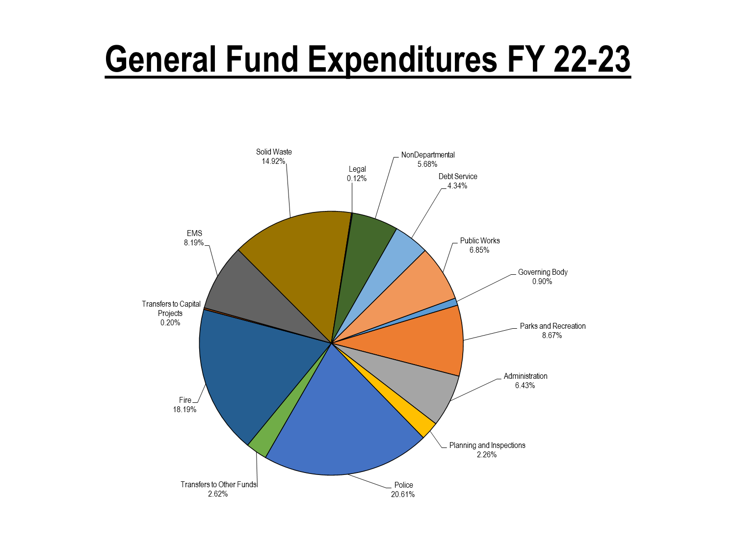# General Fund Expenditures FY 22-23

Solid Waste
14.92%

Legal
0.12%

NonDepartmental
5.68%

Debt Service
4.34%

Public Works
6.85%

Governing Body
0.90%

Parks and Recreation
8.67%

Administration
6.43%

Planning and Inspections
2.26%

Police
20.61%

Transfers to Other Funds
2.62%

Fire
18.19%

Transfers to Capital Projects
0.20%

EMS
8.19%